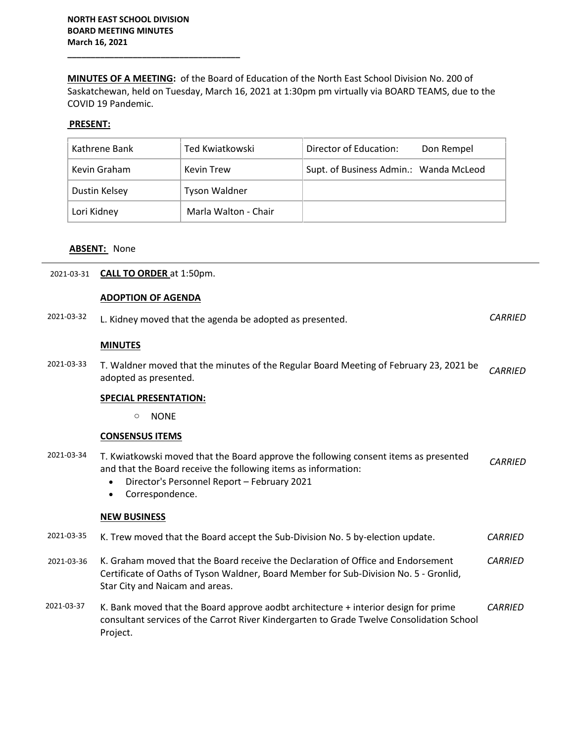**NORTH EAST SCHOOL DIVISION**
**BOARD MEETING MINUTES**
**March 16, 2021**

---

**MINUTES OF A MEETING:** of the Board of Education of the North East School Division No. 200 of Saskatchewan, held on Tuesday, March 16, 2021 at 1:30pm pm virtually via BOARD TEAMS, due to the COVID 19 Pandemic.

**PRESENT:**

| | | |
|---|---|---|
| Kathrene Bank | Ted Kwiatkowski | Director of Education: Don Rempel |
| Kevin Graham | Kevin Trew | Supt. of Business Admin.: Wanda McLeod |
| Dustin Kelsey | Tyson Waldner | |
| Lori Kidney | Marla Walton - Chair | |

**ABSENT:** None

---

2021-03-31 **CALL TO ORDER** at 1:50pm.

**ADOPTION OF AGENDA**

2021-03-32 L. Kidney moved that the agenda be adopted as presented. *CARRIED*

**MINUTES**

2021-03-33 T. Waldner moved that the minutes of the Regular Board Meeting of February 23, 2021 be adopted as presented. *CARRIED*

**SPECIAL PRESENTATION:**

- NONE

**CONSENSUS ITEMS**

2021-03-34 T. Kwiatkowski moved that the Board approve the following consent items as presented and that the Board receive the following items as information: *CARRIED*

- Director's Personnel Report – February 2021
- Correspondence.

**NEW BUSINESS**

2021-03-35 K. Trew moved that the Board accept the Sub-Division No. 5 by-election update. *CARRIED*

2021-03-36 K. Graham moved that the Board receive the Declaration of Office and Endorsement Certificate of Oaths of Tyson Waldner, Board Member for Sub-Division No. 5 - Gronlid, Star City and Naicam and areas. *CARRIED*

2021-03-37 K. Bank moved that the Board approve aodbt architecture + interior design for prime consultant services of the Carrot River Kindergarten to Grade Twelve Consolidation School Project. *CARRIED*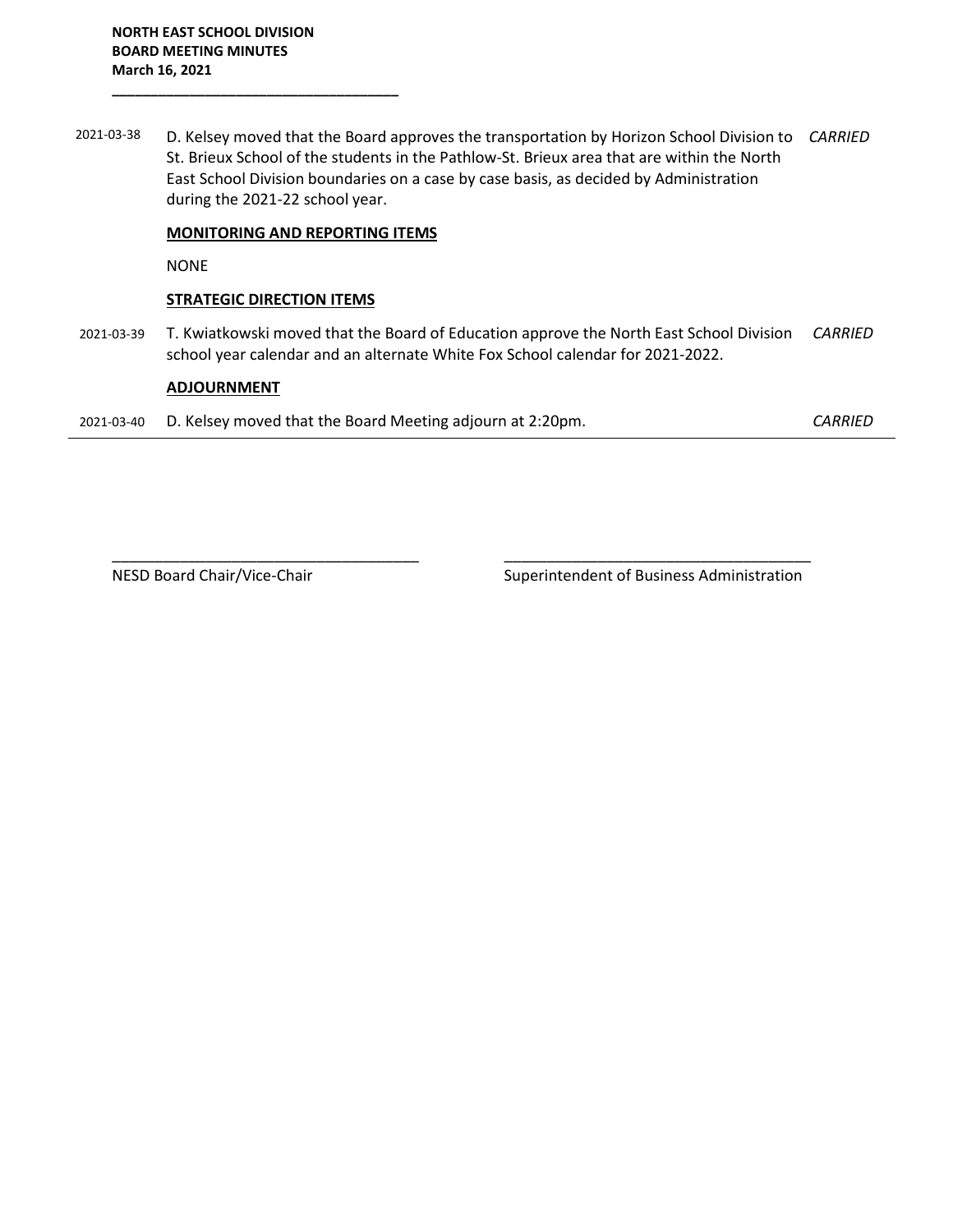| | | |
|---|---|---|
| 2021-03-38 | D. Kelsey moved that the Board approves the transportation by Horizon School Division to St. Brieux School of the students in the Pathlow-St. Brieux area that are within the North East School Division boundaries on a case by case basis, as decided by Administration during the 2021-22 school year. | *CARRIED* |

**MONITORING AND REPORTING ITEMS**

NONE

**STRATEGIC DIRECTION ITEMS**

| | | |
|---|---|---|
| 2021-03-39 | T. Kwiatkowski moved that the Board of Education approve the North East School Division school year calendar and an alternate White Fox School calendar for 2021-2022. | *CARRIED* |

**ADJOURNMENT**

| | | |
|---|---|---|
| 2021-03-40 | D. Kelsey moved that the Board Meeting adjourn at 2:20pm. | *CARRIED* |

\_\_\_\_\_\_\_\_\_\_\_\_\_\_\_\_\_\_\_\_\_\_\_\_\_\_\_\_\_\_\_\_\_\_\_
NESD Board Chair/Vice-Chair

\_\_\_\_\_\_\_\_\_\_\_\_\_\_\_\_\_\_\_\_\_\_\_\_\_\_\_\_\_\_\_\_\_\_\_
Superintendent of Business Administration